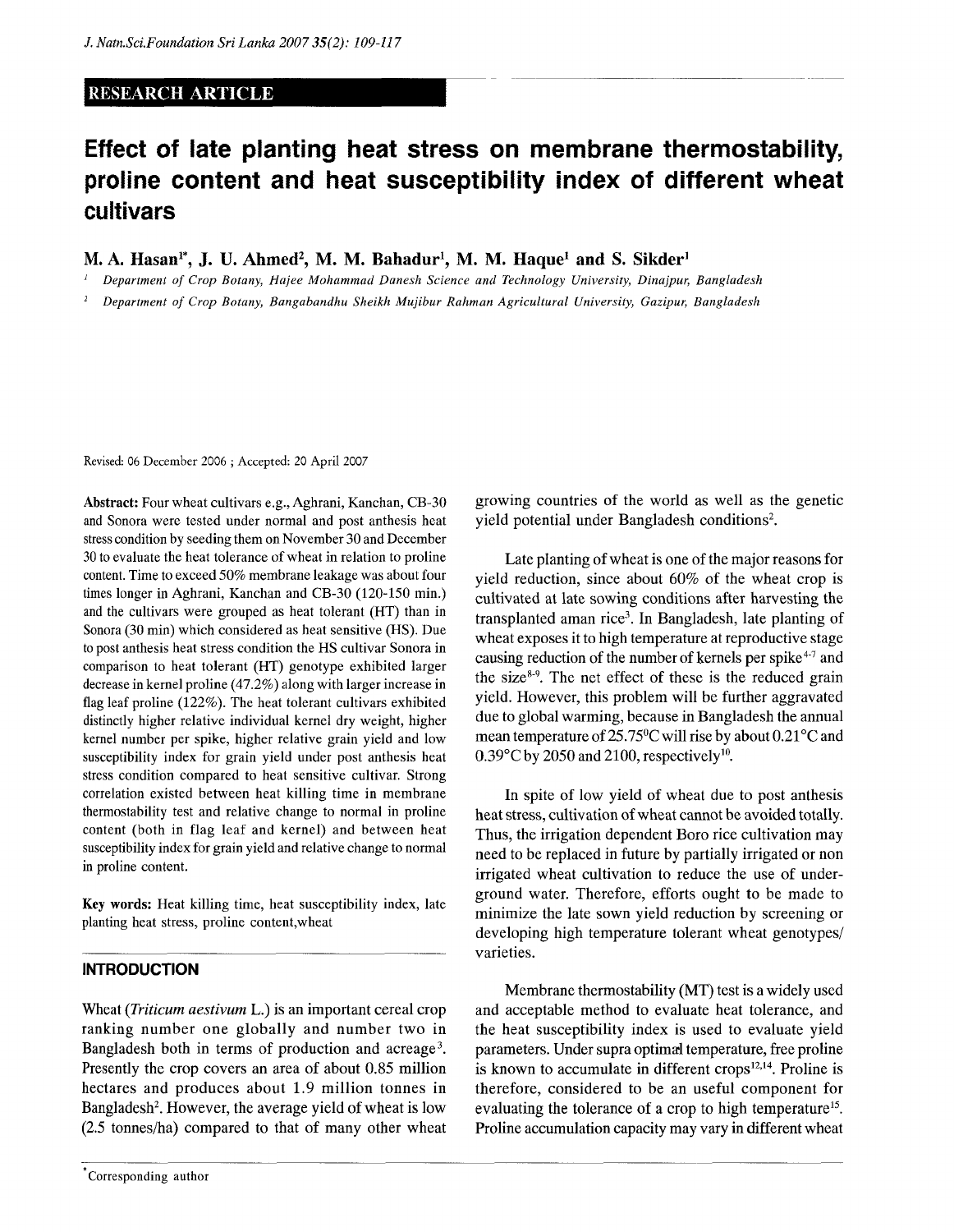RESEARCH ARTICLE

# Effect of late planting heat stress on membrane thermostability, proline content and heat susceptibility index of different wheat cultivars

**M. A. Hasan[1*], J. U. Ahmed[2], M. M. Bahadur[1], M. M. Haque[1] and S. Sikder[1]**

[1] *Department of Crop Botany, Hajee Mohammad Danesh Science and Technology University, Dinajpur, Bangladesh*

[2] *Department of Crop Botany, Bangabandhu Sheikh Mujibur Rahman Agricultural University, Gazipur, Bangladesh*

Revised: 06 December 2006 ; Accepted: 20 April 2007

**Abstract:** Four wheat cultivars e.g., Aghrani, Kanchan, CB-30 and Sonora were tested under normal and post anthesis heat stress condition by seeding them on November 30 and December 30 to evaluate the heat tolerance of wheat in relation to proline content. Time to exceed 50% membrane leakage was about four times longer in Aghrani, Kanchan and CB-30 (120-150 min.) and the cultivars were grouped as heat tolerant (HT) than in Sonora (30 min) which considered as heat sensitive (HS). Due to post anthesis heat stress condition the HS cultivar Sonora in comparison to heat tolerant (HT) genotype exhibited larger decrease in kernel proline (47.2%) along with larger increase in flag leaf proline (122%). The heat tolerant cultivars exhibited distinctly higher relative individual kernel dry weight, higher kernel number per spike, higher relative grain yield and low susceptibility index for grain yield under post anthesis heat stress condition compared to heat sensitive cultivar. Strong correlation existed between heat killing time in membrane thermostability test and relative change to normal in proline content (both in flag leaf and kernel) and between heat susceptibility index for grain yield and relative change to normal in proline content.

**Key words:** Heat killing time, heat susceptibility index, late planting heat stress, proline content,wheat

## INTRODUCTION

Wheat (*Triticum aestivum* L.) is an important cereal crop ranking number one globally and number two in Bangladesh both in terms of production and acreage[3]. Presently the crop covers an area of about 0.85 million hectares and produces about 1.9 million tonnes in Bangladesh[2]. However, the average yield of wheat is low (2.5 tonnes/ha) compared to that of many other wheat growing countries of the world as well as the genetic yield potential under Bangladesh conditions[2].

Late planting of wheat is one of the major reasons for yield reduction, since about 60% of the wheat crop is cultivated at late sowing conditions after harvesting the transplanted aman rice[3]. In Bangladesh, late planting of wheat exposes it to high temperature at reproductive stage causing reduction of the number of kernels per spike[4-7] and the size[8-9]. The net effect of these is the reduced grain yield. However, this problem will be further aggravated due to global warming, because in Bangladesh the annual mean temperature of 25.75°C will rise by about 0.21°C and 0.39°C by 2050 and 2100, respectively[10].

In spite of low yield of wheat due to post anthesis heat stress, cultivation of wheat cannot be avoided totally. Thus, the irrigation dependent Boro rice cultivation may need to be replaced in future by partially irrigated or non irrigated wheat cultivation to reduce the use of underground water. Therefore, efforts ought to be made to minimize the late sown yield reduction by screening or developing high temperature tolerant wheat genotypes/ varieties.

Membrane thermostability (MT) test is a widely used and acceptable method to evaluate heat tolerance, and the heat susceptibility index is used to evaluate yield parameters. Under supra optimal temperature, free proline is known to accumulate in different crops[12,14]. Proline is therefore, considered to be an useful component for evaluating the tolerance of a crop to high temperature[15]. Proline accumulation capacity may vary in different wheat

*Corresponding author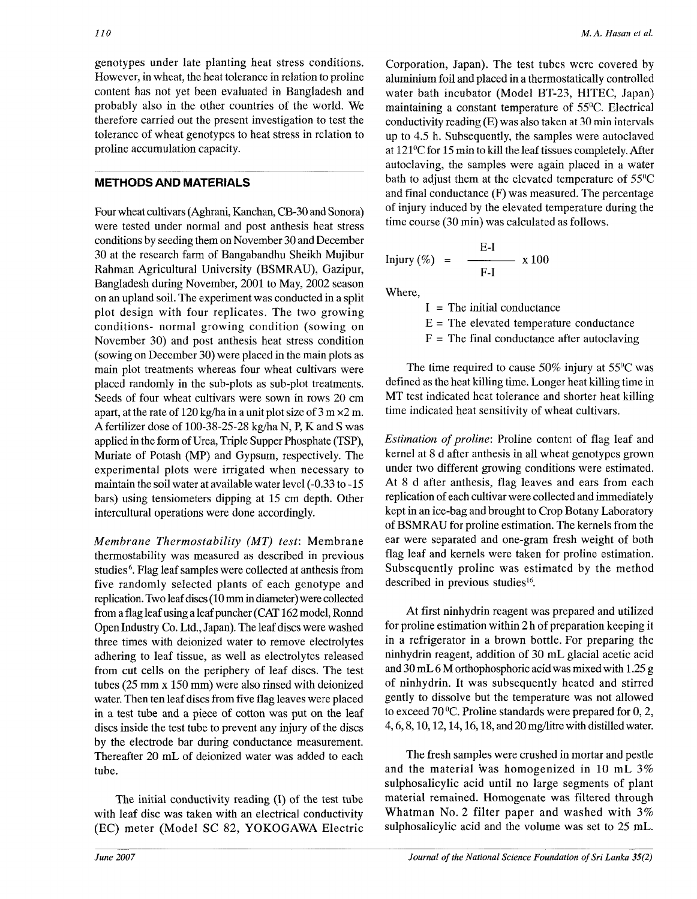genotypes under late planting heat stress conditions. However, in wheat, the heat tolerance in relation to proline content has not yet been evaluated in Bangladesh and probably also in the other countries of the world. We therefore carried out the present investigation to test the tolerance of wheat genotypes to heat stress in relation to proline accumulation capacity.

## METHODS AND MATERIALS

Four wheat cultivars (Aghrani, Kanchan, CB-30 and Sonora) were tested under normal and post anthesis heat stress conditions by seeding them on November 30 and December 30 at the research farm of Bangabandhu Sheikh Mujibur Rahman Agricultural University (BSMRAU), Gazipur, Bangladesh during November, 2001 to May, 2002 season on an upland soil. The experiment was conducted in a split plot design with four replicates. The two growing conditions- normal growing condition (sowing on November 30) and post anthesis heat stress condition (sowing on December 30) were placed in the main plots as main plot treatments whereas four wheat cultivars were placed randomly in the sub-plots as sub-plot treatments. Seeds of four wheat cultivars were sown in rows 20 cm apart, at the rate of 120 kg/ha in a unit plot size of 3 m ×2 m. A fertilizer dose of 100-38-25-28 kg/ha N, P, K and S was applied in the form of Urea, Triple Supper Phosphate (TSP), Muriate of Potash (MP) and Gypsum, respectively. The experimental plots were irrigated when necessary to maintain the soil water at available water level (-0.33 to -15 bars) using tensiometers dipping at 15 cm depth. Other intercultural operations were done accordingly.

*Membrane Thermostability (MT) test*: Membrane thermostability was measured as described in previous studies[6]. Flag leaf samples were collected at anthesis from five randomly selected plants of each genotype and replication. Two leaf discs (10 mm in diameter) were collected from a flag leaf using a leaf puncher (CAT 162 model, Ronnd Open Industry Co. Ltd., Japan). The leaf discs were washed three times with deionized water to remove electrolytes adhering to leaf tissue, as well as electrolytes released from cut cells on the periphery of leaf discs. The test tubes (25 mm x 150 mm) were also rinsed with deionized water. Then ten leaf discs from five flag leaves were placed in a test tube and a piece of cotton was put on the leaf discs inside the test tube to prevent any injury of the discs by the electrode bar during conductance measurement. Thereafter 20 mL of deionized water was added to each tube.

The initial conductivity reading (I) of the test tube with leaf disc was taken with an electrical conductivity (EC) meter (Model SC 82, YOKOGAWA Electric Corporation, Japan). The test tubes were covered by aluminium foil and placed in a thermostatically controlled water bath incubator (Model BT-23, HITEC, Japan) maintaining a constant temperature of 55$^0$C. Electrical conductivity reading (E) was also taken at 30 min intervals up to 4.5 h. Subsequently, the samples were autoclaved at 121$^0$C for 15 min to kill the leaf tissues completely. After autoclaving, the samples were again placed in a water bath to adjust them at the elevated temperature of 55$^0$C and final conductance (F) was measured. The percentage of injury induced by the elevated temperature during the time course (30 min) was calculated as follows.

$$\text{Injury (\%)} = \frac{E - I}{F - I} \times 100$$

Where,

I = The initial conductance

E = The elevated temperature conductance

F = The final conductance after autoclaving

The time required to cause 50% injury at 55$^0$C was defined as the heat killing time. Longer heat killing time in MT test indicated heat tolerance and shorter heat killing time indicated heat sensitivity of wheat cultivars.

*Estimation of proline*: Proline content of flag leaf and kernel at 8 d after anthesis in all wheat genotypes grown under two different growing conditions were estimated. At 8 d after anthesis, flag leaves and ears from each replication of each cultivar were collected and immediately kept in an ice-bag and brought to Crop Botany Laboratory of BSMRAU for proline estimation. The kernels from the ear were separated and one-gram fresh weight of both flag leaf and kernels were taken for proline estimation. Subsequently proline was estimated by the method described in previous studies[16].

At first ninhydrin reagent was prepared and utilized for proline estimation within 2 h of preparation keeping it in a refrigerator in a brown bottle. For preparing the ninhydrin reagent, addition of 30 mL glacial acetic acid and 30 mL 6 M orthophosphoric acid was mixed with 1.25 g of ninhydrin. It was subsequently heated and stirred gently to dissolve but the temperature was not allowed to exceed 70$^0$C. Proline standards were prepared for 0, 2, 4, 6, 8, 10, 12, 14, 16, 18, and 20 mg/litre with distilled water.

The fresh samples were crushed in mortar and pestle and the material was homogenized in 10 mL 3% sulphosalicylic acid until no large segments of plant material remained. Homogenate was filtered through Whatman No. 2 filter paper and washed with 3% sulphosalicylic acid and the volume was set to 25 mL.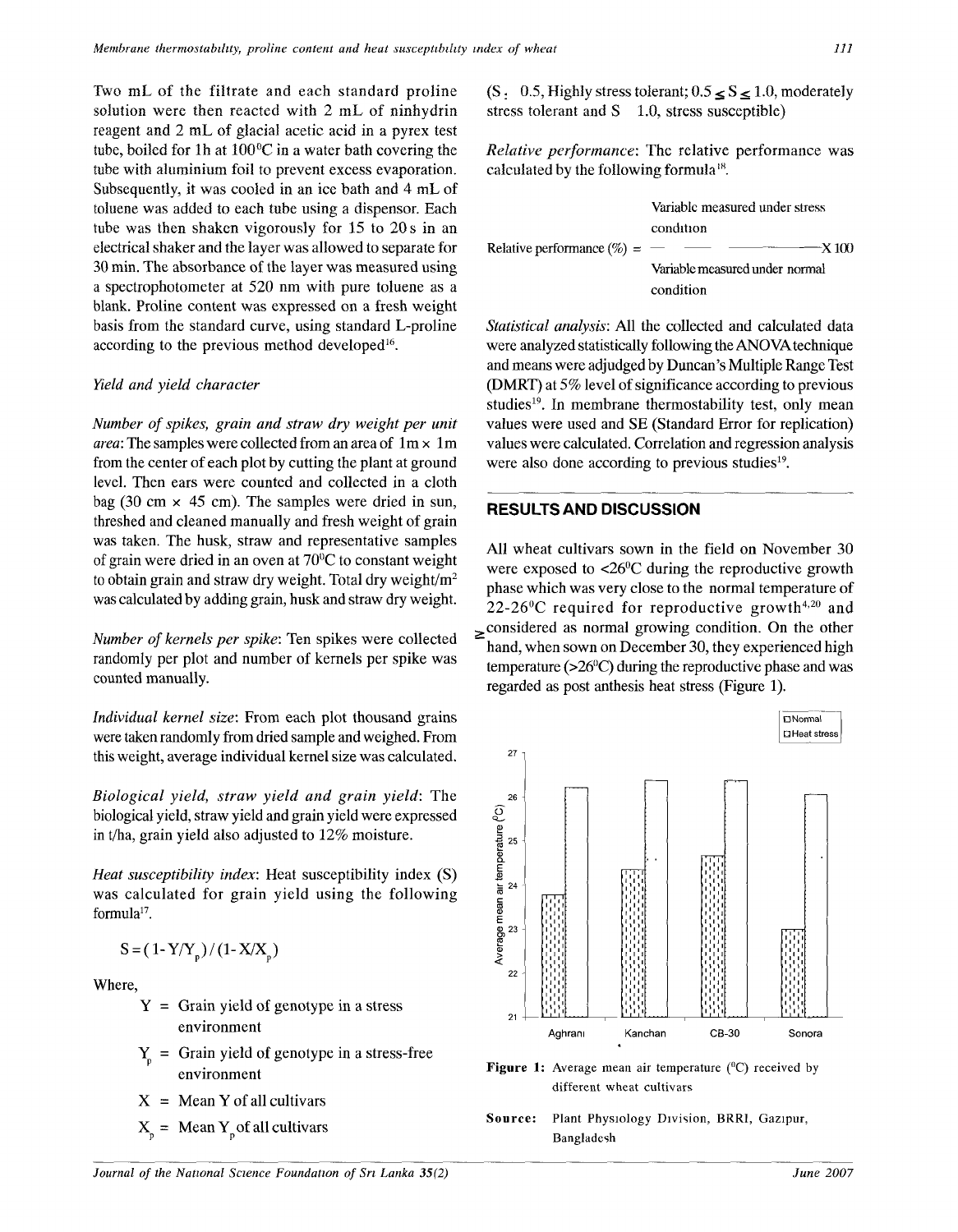Two mL of the filtrate and each standard proline solution were then reacted with 2 mL of ninhydrin reagent and 2 mL of glacial acetic acid in a pyrex test tube, boiled for 1h at 100°C in a water bath covering the tube with aluminium foil to prevent excess evaporation. Subsequently, it was cooled in an ice bath and 4 mL of toluene was added to each tube using a dispensor. Each tube was then shaken vigorously for 15 to 20 s in an electrical shaker and the layer was allowed to separate for 30 min. The absorbance of the layer was measured using a spectrophotometer at 520 nm with pure toluene as a blank. Proline content was expressed on a fresh weight basis from the standard curve, using standard L-proline according to the previous method developed[16].

### *Yield and yield character*

*Number of spikes, grain and straw dry weight per unit area*: The samples were collected from an area of 1m x 1m from the center of each plot by cutting the plant at ground level. Then ears were counted and collected in a cloth bag (30 cm x 45 cm). The samples were dried in sun, threshed and cleaned manually and fresh weight of grain was taken. The husk, straw and representative samples of grain were dried in an oven at 70°C to constant weight to obtain grain and straw dry weight. Total dry weight/$m^2$ was calculated by adding grain, husk and straw dry weight.

*Number of kernels per spike*: Ten spikes were collected randomly per plot and number of kernels per spike was counted manually.

*Individual kernel size*: From each plot thousand grains were taken randomly from dried sample and weighed. From this weight, average individual kernel size was calculated.

*Biological yield, straw yield and grain yield*: The biological yield, straw yield and grain yield were expressed in t/ha, grain yield also adjusted to 12% moisture.

*Heat susceptibility index*: Heat susceptibility index (S) was calculated for grain yield using the following formula[17].

$$S = (1 - Y/Y_p) / (1 - X/X_p)$$

Where,

- $Y$ = Grain yield of genotype in a stress environment
- $Y_p$ = Grain yield of genotype in a stress-free environment
- $X$ = Mean $Y$ of all cultivars
- $X_p$ = Mean $Y_p$ of all cultivars

($S \leq 0.5$, Highly stress tolerant; $0.5 \leq S \leq 1.0$, moderately stress tolerant and $S \geq 1.0$, stress susceptible)

*Relative performance*: The relative performance was calculated by the following formula[18].

$$\text{Relative performance (\%)} = \frac{\text{Variable measured under stress condition}}{\text{Variable measured under normal condition}} \times 100$$

*Statistical analysis*: All the collected and calculated data were analyzed statistically following the ANOVA technique and means were adjudged by Duncan's Multiple Range Test (DMRT) at 5% level of significance according to previous studies[19]. In membrane thermostability test, only mean values were used and SE (Standard Error for replication) values were calculated. Correlation and regression analysis were also done according to previous studies[19].

## RESULTS AND DISCUSSION

All wheat cultivars sown in the field on November 30 were exposed to <26°C during the reproductive growth phase which was very close to the normal temperature of 22-26°C required for reproductive growth[4,20] and considered as normal growing condition. On the other hand, when sown on December 30, they experienced high temperature (>26°C) during the reproductive phase and was regarded as post anthesis heat stress (Figure 1).

Figure 1: Average mean air temperature (°C) received by different wheat cultivars

Source: Plant Physiology Division, BRRI, Gazipur, Bangladesh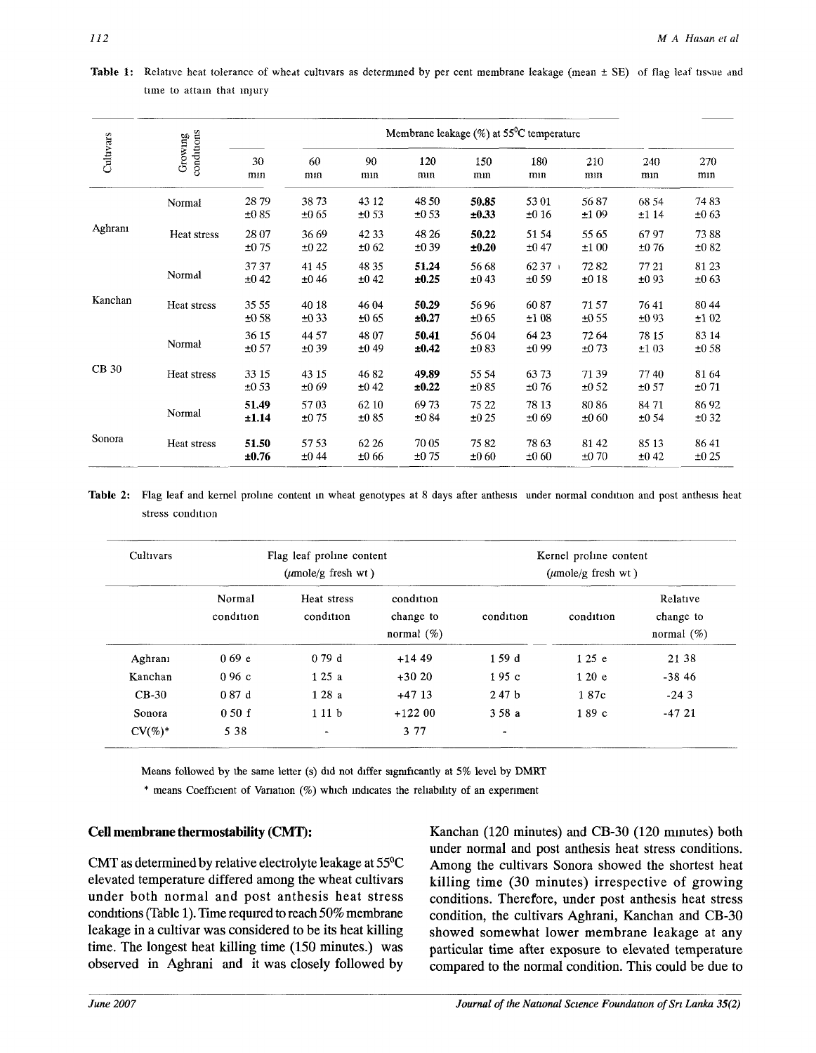**Table 1:** Relative heat tolerance of wheat cultivars as determined by per cent membrane leakage (mean ± SE) of flag leaf tissue and time to attain that injury

| Cultivars | Growing conditions | Membrane leakage (%) at 55$^0$C temperature | | | | | | | | |
|---|---|---|---|---|---|---|---|---|---|---|
| | | 30 min | 60 min | 90 min | 120 min | 150 min | 180 min | 210 min | 240 min | 270 min |
| Aghrani | Normal | 28 79 ±0 85 | 38 73 ±0 65 | 43 12 ±0 53 | 48 50 ±0 53 | **50.85 ±0.33** | 53 01 ±0 16 | 56 87 ±1 09 | 68 54 ±1 14 | 74 83 ±0 63 |
| | Heat stress | 28 07 ±0 75 | 36 69 ±0 22 | 42 33 ±0 62 | 48 26 ±0 39 | **50.22 ±0.20** | 51 54 ±0 47 | 55 65 ±1 00 | 67 97 ±0 76 | 73 88 ±0 82 |
| Kanchan | Normal | 37 37 ±0 42 | 41 45 ±0 46 | 48 35 ±0 42 | **51.24 ±0.25** | 56 68 ±0 43 | 62 37 ±0 59 | 72 82 ±0 18 | 77 21 ±0 93 | 81 23 ±0 63 |
| | Heat stress | 35 55 ±0 58 | 40 18 ±0 33 | 46 04 ±0 65 | **50.29 ±0.27** | 56 96 ±0 65 | 60 87 ±1 08 | 71 57 ±0 55 | 76 41 ±0 93 | 80 44 ±1 02 |
| CB 30 | Normal | 36 15 ±0 57 | 44 57 ±0 39 | 48 07 ±0 49 | **50.41 ±0.42** | 56 04 ±0 83 | 64 23 ±0 99 | 72 64 ±0 73 | 78 15 ±1 03 | 83 14 ±0 58 |
| | Heat stress | 33 15 ±0 53 | 43 15 ±0 69 | 46 82 ±0 42 | **49.89 ±0.22** | 55 54 ±0 85 | 63 73 ±0 76 | 71 39 ±0 52 | 77 40 ±0 57 | 81 64 ±0 71 |
| Sonora | Normal | **51.49 ±1.14** | 57 03 ±0 75 | 62 10 ±0 85 | 69 73 ±0 84 | 75 22 ±0 25 | 78 13 ±0 69 | 80 86 ±0 60 | 84 71 ±0 54 | 86 92 ±0 32 |
| | Heat stress | **51.50 ±0.76** | 57 53 ±0 44 | 62 26 ±0 66 | 70 05 ±0 75 | 75 82 ±0 60 | 78 63 ±0 60 | 81 42 ±0 70 | 85 13 ±0 42 | 86 41 ±0 25 |

**Table 2:** Flag leaf and kernel proline content in wheat genotypes at 8 days after anthesis under normal condition and post anthesis heat stress condition

| Cultivars | Flag leaf proline content ($\mu$mole/g fresh wt) | | | Kernel proline content ($\mu$mole/g fresh wt) | | |
|---|---|---|---|---|---|---|
| | Normal condition | Heat stress condition | condition change to normal (%) | condition | condition | Relative change to normal (%) |
| Aghrani | 0 69 e | 0 79 d | +14 49 | 1 59 d | 1 25 e | 21 38 |
| Kanchan | 0 96 c | 1 25 a | +30 20 | 1 95 c | 1 20 e | -38 46 |
| CB-30 | 0 87 d | 1 28 a | +47 13 | 2 47 b | 1 87c | -24 3 |
| Sonora | 0 50 f | 1 11 b | +122 00 | 3 58 a | 1 89 c | -47 21 |
| CV(%)* | 5 38 | - | 3 77 | - | | |

Means followed by the same letter (s) did not differ significantly at 5% level by DMRT

\* means Coefficient of Variation (%) which indicates the reliability of an experiment

## Cell membrane thermostability (CMT):

CMT as determined by relative electrolyte leakage at 55$^0$C elevated temperature differed among the wheat cultivars under both normal and post anthesis heat stress conditions (Table 1). Time required to reach 50% membrane leakage in a cultivar was considered to be its heat killing time. The longest heat killing time (150 minutes.) was observed in Aghrani and it was closely followed by Kanchan (120 minutes) and CB-30 (120 minutes) both under normal and post anthesis heat stress conditions. Among the cultivars Sonora showed the shortest heat killing time (30 minutes) irrespective of growing conditions. Therefore, under post anthesis heat stress condition, the cultivars Aghrani, Kanchan and CB-30 showed somewhat lower membrane leakage at any particular time after exposure to elevated temperature compared to the normal condition. This could be due to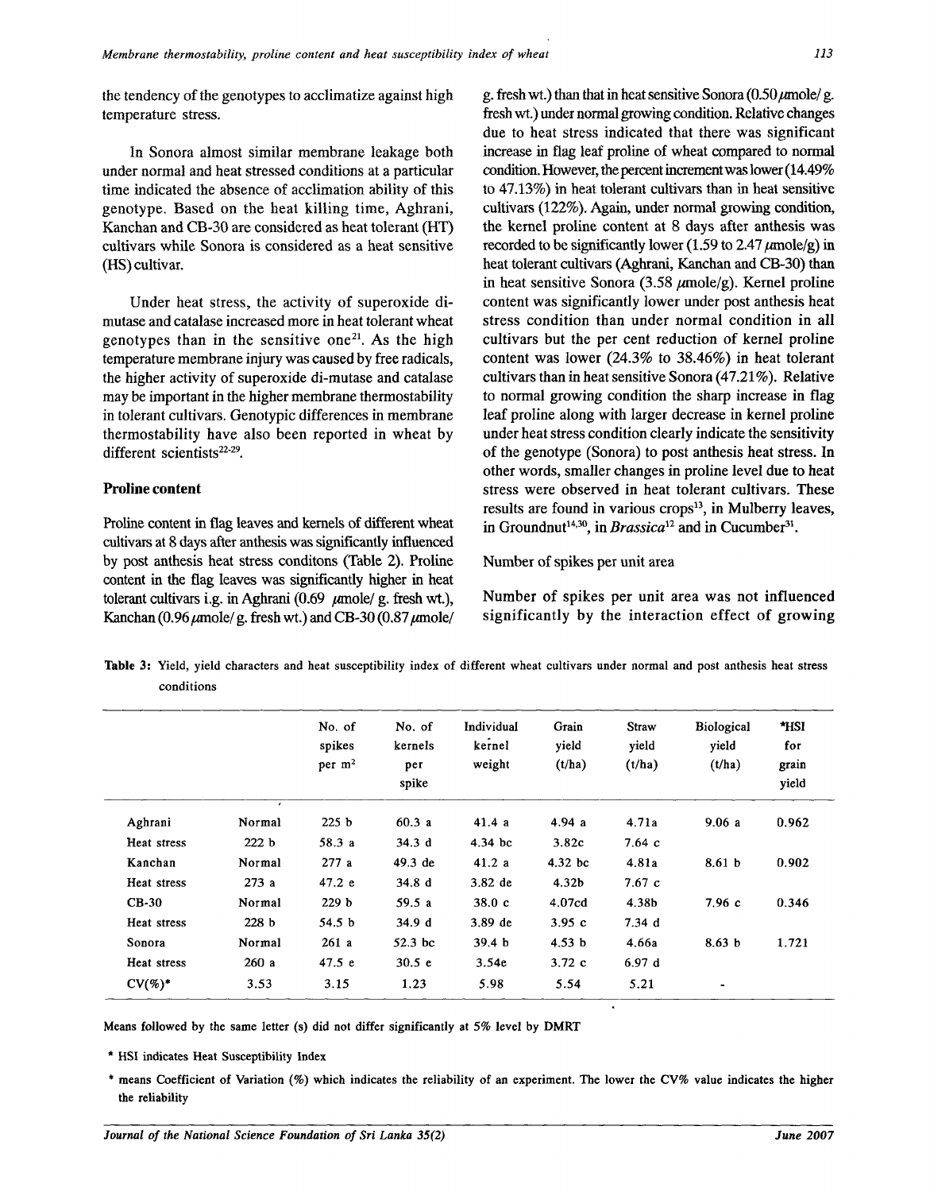the tendency of the genotypes to acclimatize against high temperature stress.

In Sonora almost similar membrane leakage both under normal and heat stressed conditions at a particular time indicated the absence of acclimation ability of this genotype. Based on the heat killing time, Aghrani, Kanchan and CB-30 are considered as heat tolerant (HT) cultivars while Sonora is considered as a heat sensitive (HS) cultivar.

Under heat stress, the activity of superoxide di-mutase and catalase increased more in heat tolerant wheat genotypes than in the sensitive one[21]. As the high temperature membrane injury was caused by free radicals, the higher activity of superoxide di-mutase and catalase may be important in the higher membrane thermostability in tolerant cultivars. Genotypic differences in membrane thermostability have also been reported in wheat by different scientists[22-29].

### Proline content

Proline content in flag leaves and kernels of different wheat cultivars at 8 days after anthesis was significantly influenced by post anthesis heat stress conditons (Table 2). Proline content in the flag leaves was significantly higher in heat tolerant cultivars i.g. in Aghrani (0.69 $\mu$mole/ g. fresh wt.), Kanchan (0.96 $\mu$mole/ g. fresh wt.) and CB-30 (0.87 $\mu$mole/ g. fresh wt.) than that in heat sensitive Sonora (0.50 $\mu$mole/ g. fresh wt.) under normal growing condition. Relative changes due to heat stress indicated that there was significant increase in flag leaf proline of wheat compared to normal condition. However, the percent increment was lower (14.49% to 47.13%) in heat tolerant cultivars than in heat sensitive cultivars (122%). Again, under normal growing condition, the kernel proline content at 8 days after anthesis was recorded to be significantly lower (1.59 to 2.47 $\mu$mole/g) in heat tolerant cultivars (Aghrani, Kanchan and CB-30) than in heat sensitive Sonora (3.58 $\mu$mole/g). Kernel proline content was significantly lower under post anthesis heat stress condition than under normal condition in all cultivars but the per cent reduction of kernel proline content was lower (24.3% to 38.46%) in heat tolerant cultivars than in heat sensitive Sonora (47.21%). Relative to normal growing condition the sharp increase in flag leaf proline along with larger decrease in kernel proline under heat stress condition clearly indicate the sensitivity of the genotype (Sonora) to post anthesis heat stress. In other words, smaller changes in proline level due to heat stress were observed in heat tolerant cultivars. These results are found in various crops[13], in Mulberry leaves, in Groundnut[14,30], in *Brassica*[12] and in Cucumber[31].

Number of spikes per unit area

Number of spikes per unit area was not influenced significantly by the interaction effect of growing

**Table 3:** Yield, yield characters and heat susceptibility index of different wheat cultivars under normal and post anthesis heat stress conditions

| | | No. of spikes per m$^2$ | No. of kernels per spike | Individual kernel weight | Grain yield (t/ha) | Straw yield (t/ha) | Biological yield (t/ha) | *HSI for grain yield |
|---|---|---|---|---|---|---|---|---|
| Aghrani | Normal | 225 b | 60.3 a | 41.4 a | 4.94 a | 4.71a | 9.06 a | 0.962 |
| Heat stress | | 222 b | 58.3 a | 34.3 d | 4.34 bc | 3.82c | 7.64 c | |
| Kanchan | Normal | 277 a | 49.3 de | 41.2 a | 4.32 bc | 4.81a | 8.61 b | 0.902 |
| Heat stress | | 273 a | 47.2 e | 34.8 d | 3.82 de | 4.32b | 7.67 c | |
| CB-30 | Normal | 229 b | 59.5 a | 38.0 c | 4.07cd | 4.38b | 7.96 c | 0.346 |
| Heat stress | | 228 b | 54.5 b | 34.9 d | 3.89 de | 3.95 c | 7.34 d | |
| Sonora | Normal | 261 a | 52.3 bc | 39.4 b | 4.53 b | 4.66a | 8.63 b | 1.721 |
| Heat stress | | 260 a | 47.5 e | 30.5 e | 3.54e | 3.72 c | 6.97 d | |
| CV(%)* | 3.53 | 3.15 | 1.23 | 5.98 | 5.54 | 5.21 | - | |

Means followed by the same letter (s) did not differ significantly at 5% level by DMRT

* HSI indicates Heat Susceptibility Index

* means Coefficient of Variation (%) which indicates the reliability of an experiment. The lower the CV% value indicates the higher the reliability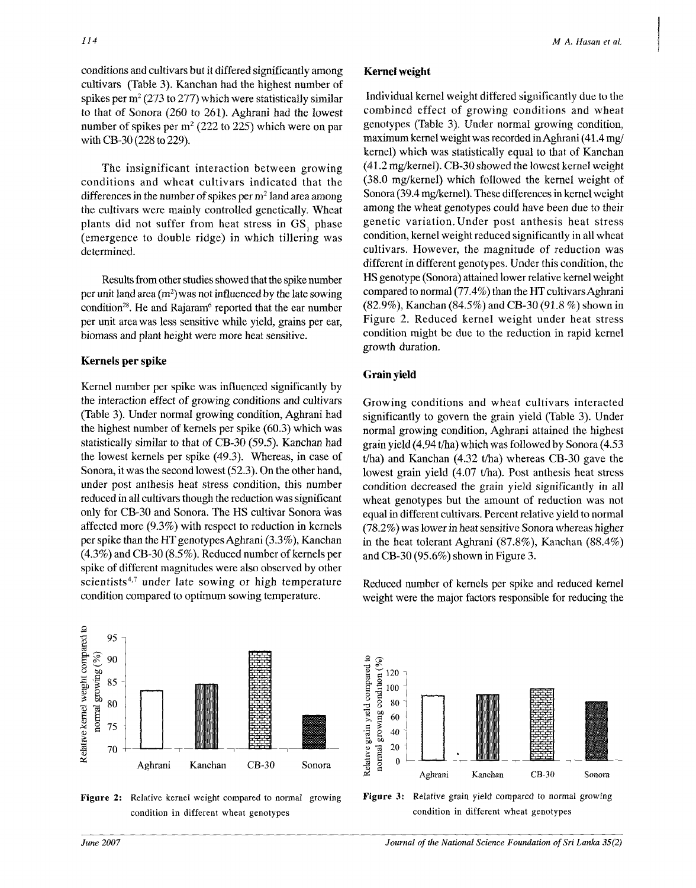conditions and cultivars but it differed significantly among cultivars (Table 3). Kanchan had the highest number of spikes per $m^2$ (273 to 277) which were statistically similar to that of Sonora (260 to 261). Aghrani had the lowest number of spikes per $m^2$ (222 to 225) which were on par with CB-30 (228 to 229).

The insignificant interaction between growing conditions and wheat cultivars indicated that the differences in the number of spikes per $m^2$ land area among the cultivars were mainly controlled genetically. Wheat plants did not suffer from heat stress in $GS_1$ phase (emergence to double ridge) in which tillering was determined.

Results from other studies showed that the spike number per unit land area ($m^2$) was not influenced by the late sowing condition[28]. He and Rajaram[6] reported that the ear number per unit area was less sensitive while yield, grains per ear, biomass and plant height were more heat sensitive.

## Kernels per spike

Kernel number per spike was influenced significantly by the interaction effect of growing conditions and cultivars (Table 3). Under normal growing condition, Aghrani had the highest number of kernels per spike (60.3) which was statistically similar to that of CB-30 (59.5). Kanchan had the lowest kernels per spike (49.3). Whereas, in case of Sonora, it was the second lowest (52.3). On the other hand, under post anthesis heat stress condition, this number reduced in all cultivars though the reduction was significant only for CB-30 and Sonora. The HS cultivar Sonora was affected more (9.3%) with respect to reduction in kernels per spike than the HT genotypes Aghrani (3.3%), Kanchan (4.3%) and CB-30 (8.5%). Reduced number of kernels per spike of different magnitudes were also observed by other scientists[4,7] under late sowing or high temperature condition compared to optimum sowing temperature.

## Kernel weight

Individual kernel weight differed significantly due to the combined effect of growing conditions and wheat genotypes (Table 3). Under normal growing condition, maximum kernel weight was recorded in Aghrani (41.4 mg/kernel) which was statistically equal to that of Kanchan (41.2 mg/kernel). CB-30 showed the lowest kernel weight (38.0 mg/kernel) which followed the kernel weight of Sonora (39.4 mg/kernel). These differences in kernel weight among the wheat genotypes could have been due to their genetic variation. Under post anthesis heat stress condition, kernel weight reduced significantly in all wheat cultivars. However, the magnitude of reduction was different in different genotypes. Under this condition, the HS genotype (Sonora) attained lower relative kernel weight compared to normal (77.4%) than the HT cultivars Aghrani (82.9%), Kanchan (84.5%) and CB-30 (91.8 %) shown in Figure 2. Reduced kernel weight under heat stress condition might be due to the reduction in rapid kernel growth duration.

## Grain yield

Growing conditions and wheat cultivars interacted significantly to govern the grain yield (Table 3). Under normal growing condition, Aghrani attained the highest grain yield (4.94 t/ha) which was followed by Sonora (4.53 t/ha) and Kanchan (4.32 t/ha) whereas CB-30 gave the lowest grain yield (4.07 t/ha). Post anthesis heat stress condition decreased the grain yield significantly in all wheat genotypes but the amount of reduction was not equal in different cultivars. Percent relative yield to normal (78.2%) was lower in heat sensitive Sonora whereas higher in the heat tolerant Aghrani (87.8%), Kanchan (88.4%) and CB-30 (95.6%) shown in Figure 3.

Reduced number of kernels per spike and reduced kernel weight were the major factors responsible for reducing the

**Figure 2:** Relative kernel weight compared to normal growing condition in different wheat genotypes

**Figure 3:** Relative grain yield compared to normal growing condition in different wheat genotypes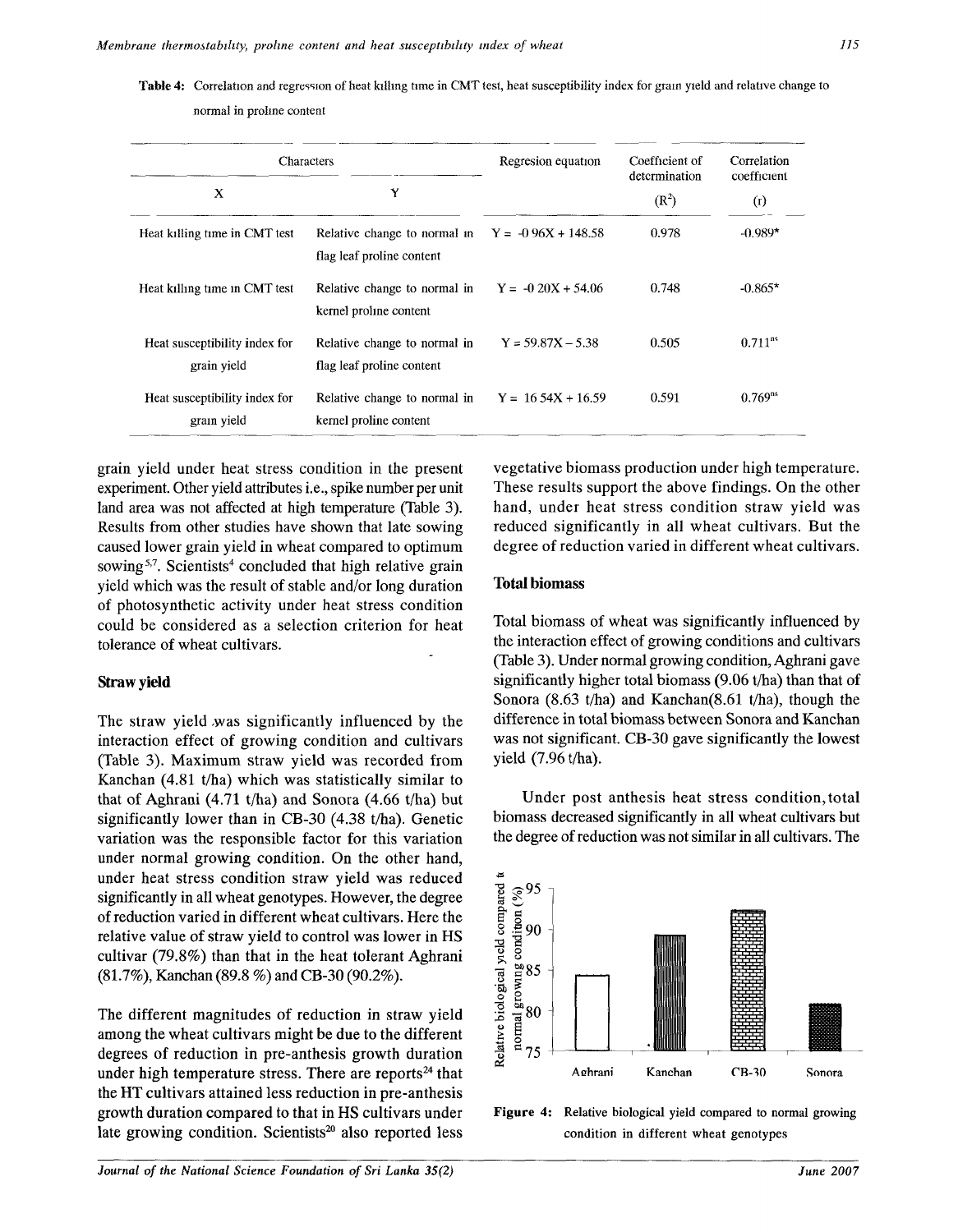**Table 4:** Correlation and regression of heat killing time in CMT test, heat susceptibility index for grain yield and relative change to normal in proline content

| Characters | | Regresion equation | Coefficient of determination | Correlation coefficient |
|---|---|---|---|---|
| X | Y | | ($R^2$) | (r) |
| Heat killing time in CMT test | Relative change to normal in flag leaf proline content | Y = -0.96X + 148.58 | 0.978 | -0.989* |
| Heat killing time in CMT test | Relative change to normal in kernel proline content | Y = -0.20X + 54.06 | 0.748 | -0.865* |
| Heat susceptibility index for grain yield | Relative change to normal in flag leaf proline content | Y = 59.87X – 5.38 | 0.505 | $0.711^{ns}$ |
| Heat susceptibility index for grain yield | Relative change to normal in kernel proline content | Y = 16.54X + 16.59 | 0.591 | $0.769^{ns}$ |

grain yield under heat stress condition in the present experiment. Other yield attributes i.e., spike number per unit land area was not affected at high temperature (Table 3). Results from other studies have shown that late sowing caused lower grain yield in wheat compared to optimum sowing[5,7]. Scientists[4] concluded that high relative grain yield which was the result of stable and/or long duration of photosynthetic activity under heat stress condition could be considered as a selection criterion for heat tolerance of wheat cultivars.

### Straw yield

The straw yield was significantly influenced by the interaction effect of growing condition and cultivars (Table 3). Maximum straw yield was recorded from Kanchan (4.81 t/ha) which was statistically similar to that of Aghrani (4.71 t/ha) and Sonora (4.66 t/ha) but significantly lower than in CB-30 (4.38 t/ha). Genetic variation was the responsible factor for this variation under normal growing condition. On the other hand, under heat stress condition straw yield was reduced significantly in all wheat genotypes. However, the degree of reduction varied in different wheat cultivars. Here the relative value of straw yield to control was lower in HS cultivar (79.8%) than that in the heat tolerant Aghrani (81.7%), Kanchan (89.8 %) and CB-30 (90.2%).

The different magnitudes of reduction in straw yield among the wheat cultivars might be due to the different degrees of reduction in pre-anthesis growth duration under high temperature stress. There are reports[24] that the HT cultivars attained less reduction in pre-anthesis growth duration compared to that in HS cultivars under late growing condition. Scientists[20] also reported less vegetative biomass production under high temperature. These results support the above findings. On the other hand, under heat stress condition straw yield was reduced significantly in all wheat cultivars. But the degree of reduction varied in different wheat cultivars.

### Total biomass

Total biomass of wheat was significantly influenced by the interaction effect of growing conditions and cultivars (Table 3). Under normal growing condition, Aghrani gave significantly higher total biomass (9.06 t/ha) than that of Sonora (8.63 t/ha) and Kanchan(8.61 t/ha), though the difference in total biomass between Sonora and Kanchan was not significant. CB-30 gave significantly the lowest yield (7.96 t/ha).

Under post anthesis heat stress condition, total biomass decreased significantly in all wheat cultivars but the degree of reduction was not similar in all cultivars. The

**Figure 4:** Relative biological yield compared to normal growing condition in different wheat genotypes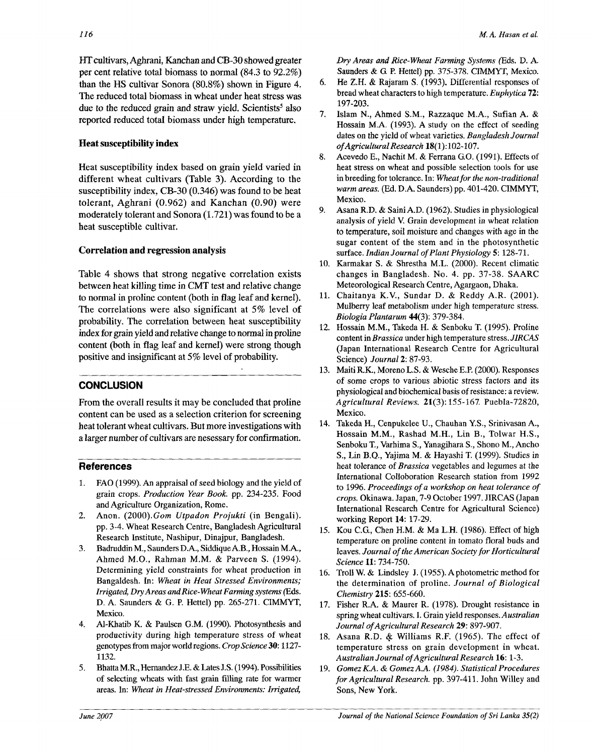HT cultivars, Aghrani, Kanchan and CB-30 showed greater per cent relative total biomass to normal (84.3 to 92.2%) than the HS cultivar Sonora (80.8%) shown in Figure 4. The reduced total biomass in wheat under heat stress was due to the reduced grain and straw yield. Scientists[5] also reported reduced total biomass under high temperature.

### Heat susceptibility index

Heat susceptibility index based on grain yield varied in different wheat cultivars (Table 3). According to the susceptibility index, CB-30 (0.346) was found to be heat tolerant, Aghrani (0.962) and Kanchan (0.90) were moderately tolerant and Sonora (1.721) was found to be a heat susceptible cultivar.

### Correlation and regression analysis

Table 4 shows that strong negative correlation exists between heat killing time in CMT test and relative change to normal in proline content (both in flag leaf and kernel). The correlations were also significant at 5% level of probability. The correlation between heat susceptibility index for grain yield and relative change to normal in proline content (both in flag leaf and kernel) were strong though positive and insignificant at 5% level of probability.

## CONCLUSION

From the overall results it may be concluded that proline content can be used as a selection criterion for screening heat tolerant wheat cultivars. But more investigations with a larger number of cultivars are nesessary for confirmation.

## References

1. FAO (1999). An appraisal of seed biology and the yield of grain crops. *Production Year Book.* pp. 234-235. Food and Agriculture Organization, Rome.
2. Anon. (2000). *Gom Utpadon Projukti* (in Bengali). pp. 3-4. Wheat Research Centre, Bangladesh Agricultural Research Institute, Nashipur, Dinajpur, Bangladesh.
3. Badruddin M., Saunders D.A., Siddique A.B., Hossain M.A., Ahmed M.O., Rahman M.M. & Parveen S. (1994). Determining yield constraints for wheat production in Bangaldesh. In: *Wheat in Heat Stressed Environments; Irrigated, Dry Areas and Rice-Wheat Farming systems* (Eds. D. A. Saunders & G. P. Hettel) pp. 265-271. CIMMYT, Mexico.
4. Al-Khatib K. & Paulsen G.M. (1990). Photosynthesis and productivity during high temperature stress of wheat genotypes from major world regions. *Crop Science* **30**: 1127-1132.
5. Bhatta M.R., Hernandez J.E. & Lates J.S. (1994). Possibilities of selecting wheats with fast grain filling rate for warmer areas. In: *Wheat in Heat-stressed Environments: Irrigated, Dry Areas and Rice-Wheat Farming Systems* (Eds. D. A. Saunders & G. P. Hettel) pp. 375-378. CIMMYT, Mexico.
6. He Z.H. & Rajaram S. (1993). Differential responses of bread wheat characters to high temperature. *Euphytica* **72**: 197-203.
7. Islam N., Ahmed S.M., Razzaque M.A., Sufian A. & Hossain M.A. (1993). A study on the effect of seeding dates on the yield of wheat varieties. *Bangladesh Journal of Agricultural Research* **18**(1):102-107.
8. Acevedo E., Nachit M. & Ferrana G.O. (1991). Effects of heat stress on wheat and possible selection tools for use in breeding for tolerance. In: *Wheat for the non-traditional warm areas.* (Ed. D.A. Saunders) pp. 401-420. CIMMYT, Mexico.
9. Asana R.D. & Saini A.D. (1962). Studies in physiological analysis of yield V. Grain development in wheat relation to temperature, soil moisture and changes with age in the sugar content of the stem and in the photosynthetic surface. *Indian Journal of Plant Physiology* **5**: 128-71.
10. Karmakar S. & Shrestha M.L. (2000). Recent climatic changes in Bangladesh. No. 4. pp. 37-38. SAARC Meteorological Research Centre, Agargaon, Dhaka.
11. Chaitanya K.V., Sundar D. & Reddy A.R. (2001). Mulberry leaf metabolism under high temperature stress. *Biologia Plantarum* **44**(3): 379-384.
12. Hossain M.M., Takeda H. & Senboku T. (1995). Proline content in *Brassica* under high temperature stress. *JIRCAS* (Japan International Research Centre for Agricultural Science) *Journal* **2**: 87-93.
13. Maiti R.K., Moreno L.S. & Wesche E.P. (2000). Responses of some crops to various abiotic stress factors and its physiological and biochemical basis of resistance: a review. *Agricultural Reviews.* **21**(3): 155-167. Puebla-72820, Mexico.
14. Takeda H., Cenpukelee U., Chauhan Y.S., Srinivasan A., Hossain M.M., Rashad M.H., Lin B., Tolwar H.S., Senboku T., Varhima S., Yanagihara S., Shono M., Ancho S., Lin B.Q., Yajima M. & Hayashi T. (1999). Studies in heat tolerance of *Brassica* vegetables and legumes at the International Colloboration Research station from 1992 to 1996. *Proceedings of a workshop on heat tolerance of crops.* Okinawa. Japan, 7-9 October 1997. JIRCAS (Japan International Research Centre for Agricultural Science) working Report **14**: 17-29.
15. Kou C.G., Chen H.M. & Ma L.H. (1986). Effect of high temperature on proline content in tomato floral buds and leaves. *Journal of the American Society for Horticultural Science* **11**: 734-750.
16. Troll W. & Lindsley J. (1955). A photometric method for the determination of proline. *Journal of Biological Chemistry* **215**: 655-660.
17. Fisher R.A. & Maurer R. (1978). Drought resistance in spring wheat cultivars. I. Grain yield responses. *Australian Journal of Agricultural Research* **29**: 897-907.
18. Asana R.D. & Williams R.F. (1965). The effect of temperature stress on grain development in wheat. *Australian Journal of Agricultural Research* **16**: 1-3.
19. *Gomez K.A. & Gomez A.A. (1984). Statistical Procedures for Agricultural Research.* pp. 397-411. John Willey and Sons, New York.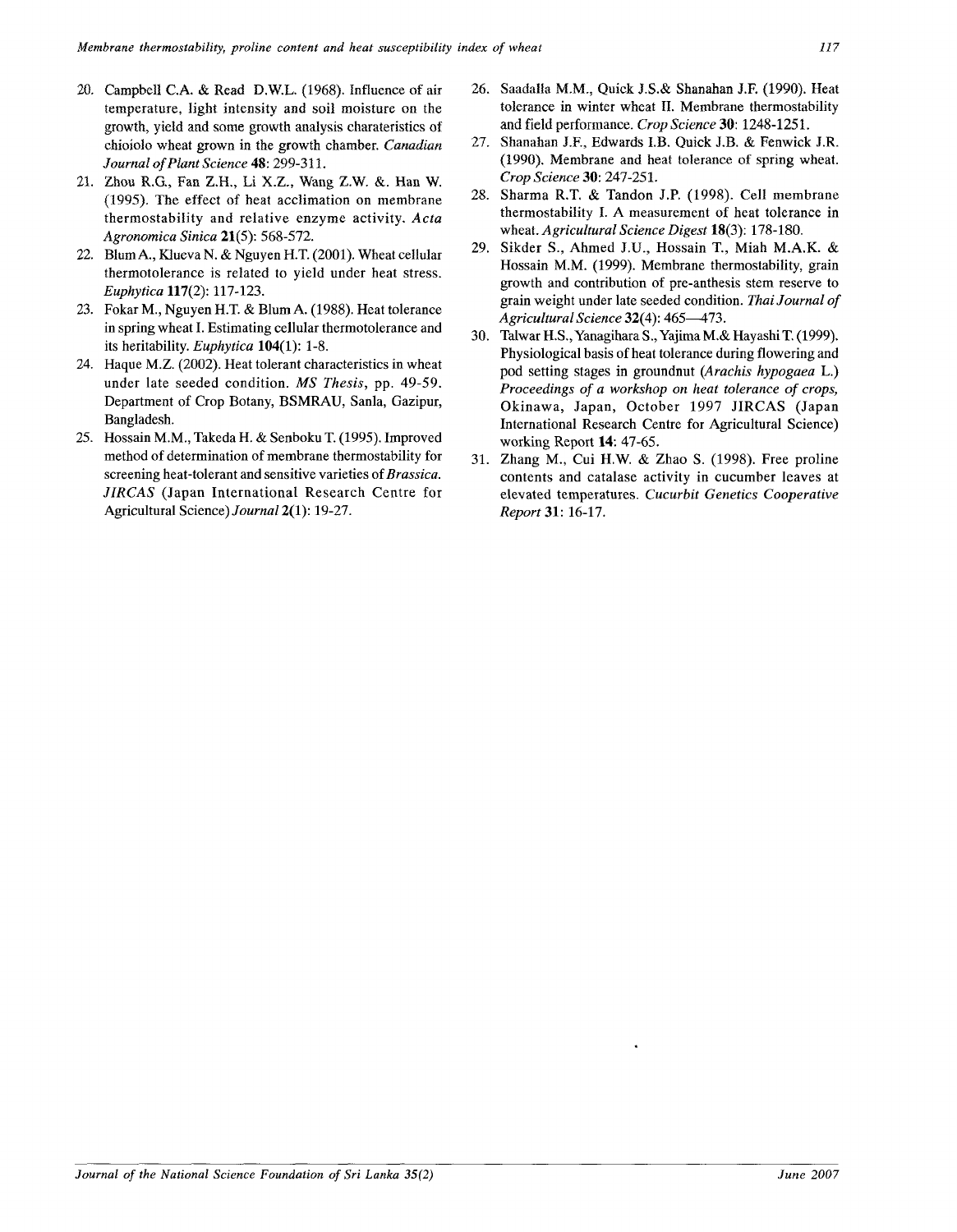20. Campbell C.A. & Read D.W.L. (1968). Influence of air temperature, light intensity and soil moisture on the growth, yield and some growth analysis charateristics of chioiolo wheat grown in the growth chamber. *Canadian Journal of Plant Science* **48**: 299-311.
21. Zhou R.G., Fan Z.H., Li X.Z., Wang Z.W. &. Han W. (1995). The effect of heat acclimation on membrane thermostability and relative enzyme activity. *Acta Agronomica Sinica* **21**(5): 568-572.
22. Blum A., Klueva N. & Nguyen H.T. (2001). Wheat cellular thermotolerance is related to yield under heat stress. *Euphytica* **117**(2): 117-123.
23. Fokar M., Nguyen H.T. & Blum A. (1988). Heat tolerance in spring wheat I. Estimating cellular thermotolerance and its heritability. *Euphytica* **104**(1): 1-8.
24. Haque M.Z. (2002). Heat tolerant characteristics in wheat under late seeded condition. *MS Thesis*, pp. 49-59. Department of Crop Botany, BSMRAU, Sanla, Gazipur, Bangladesh.
25. Hossain M.M., Takeda H. & Senboku T. (1995). Improved method of determination of membrane thermostability for screening heat-tolerant and sensitive varieties of *Brassica. JIRCAS* (Japan International Research Centre for Agricultural Science) *Journal* **2**(1): 19-27.
26. Saadalla M.M., Quick J.S.& Shanahan J.F. (1990). Heat tolerance in winter wheat II. Membrane thermostability and field performance. *Crop Science* **30**: 1248-1251.
27. Shanahan J.F., Edwards I.B. Quick J.B. & Fenwick J.R. (1990). Membrane and heat tolerance of spring wheat. *Crop Science* **30**: 247-251.
28. Sharma R.T. & Tandon J.P. (1998). Cell membrane thermostability I. A measurement of heat tolerance in wheat. *Agricultural Science Digest* **18**(3): 178-180.
29. Sikder S., Ahmed J.U., Hossain T., Miah M.A.K. & Hossain M.M. (1999). Membrane thermostability, grain growth and contribution of pre-anthesis stem reserve to grain weight under late seeded condition. *Thai Journal of Agricultural Science* **32**(4): 465—473.
30. Talwar H.S., Yanagihara S., Yajima M.& Hayashi T. (1999). Physiological basis of heat tolerance during flowering and pod setting stages in groundnut (*Arachis hypogaea* L.) *Proceedings of a workshop on heat tolerance of crops,* Okinawa, Japan, October 1997 JIRCAS (Japan International Research Centre for Agricultural Science) working Report **14**: 47-65.
31. Zhang M., Cui H.W. & Zhao S. (1998). Free proline contents and catalase activity in cucumber leaves at elevated temperatures. *Cucurbit Genetics Cooperative Report* **31**: 16-17.